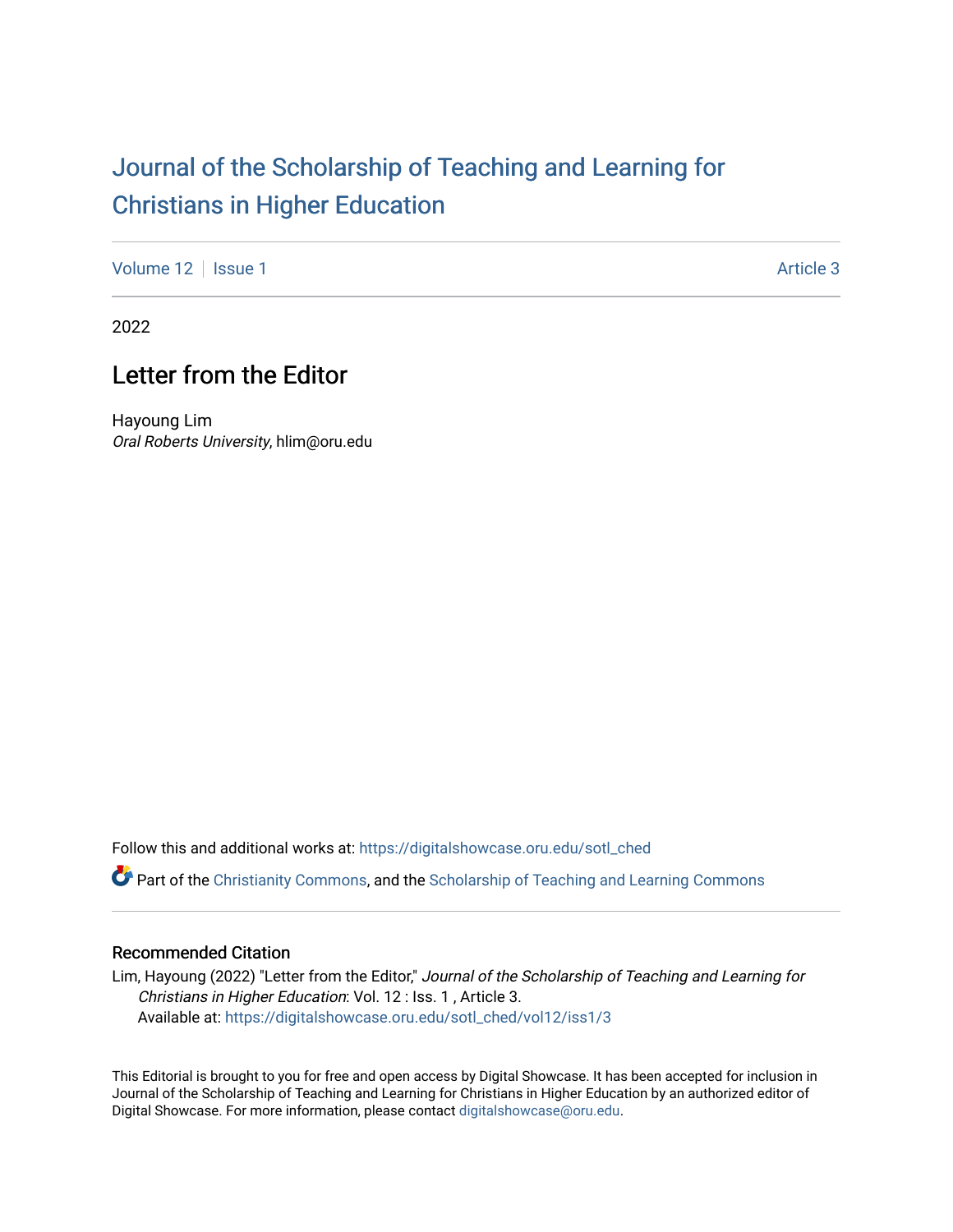# Journal of the Scholarship of Teaching and Learning for Christians in Higher Education

Volume 12 | Issue 1 Article 3

2022

## Letter from the Editor

Hayoung Lim
*Oral Roberts University*, hlim@oru.edu

Follow this and additional works at: https://digitalshowcase.oru.edu/sotl_ched

Part of the Christianity Commons, and the Scholarship of Teaching and Learning Commons

### Recommended Citation

Lim, Hayoung (2022) "Letter from the Editor," *Journal of the Scholarship of Teaching and Learning for Christians in Higher Education*: Vol. 12 : Iss. 1 , Article 3.
Available at: https://digitalshowcase.oru.edu/sotl_ched/vol12/iss1/3

This Editorial is brought to you for free and open access by Digital Showcase. It has been accepted for inclusion in Journal of the Scholarship of Teaching and Learning for Christians in Higher Education by an authorized editor of Digital Showcase. For more information, please contact digitalshowcase@oru.edu.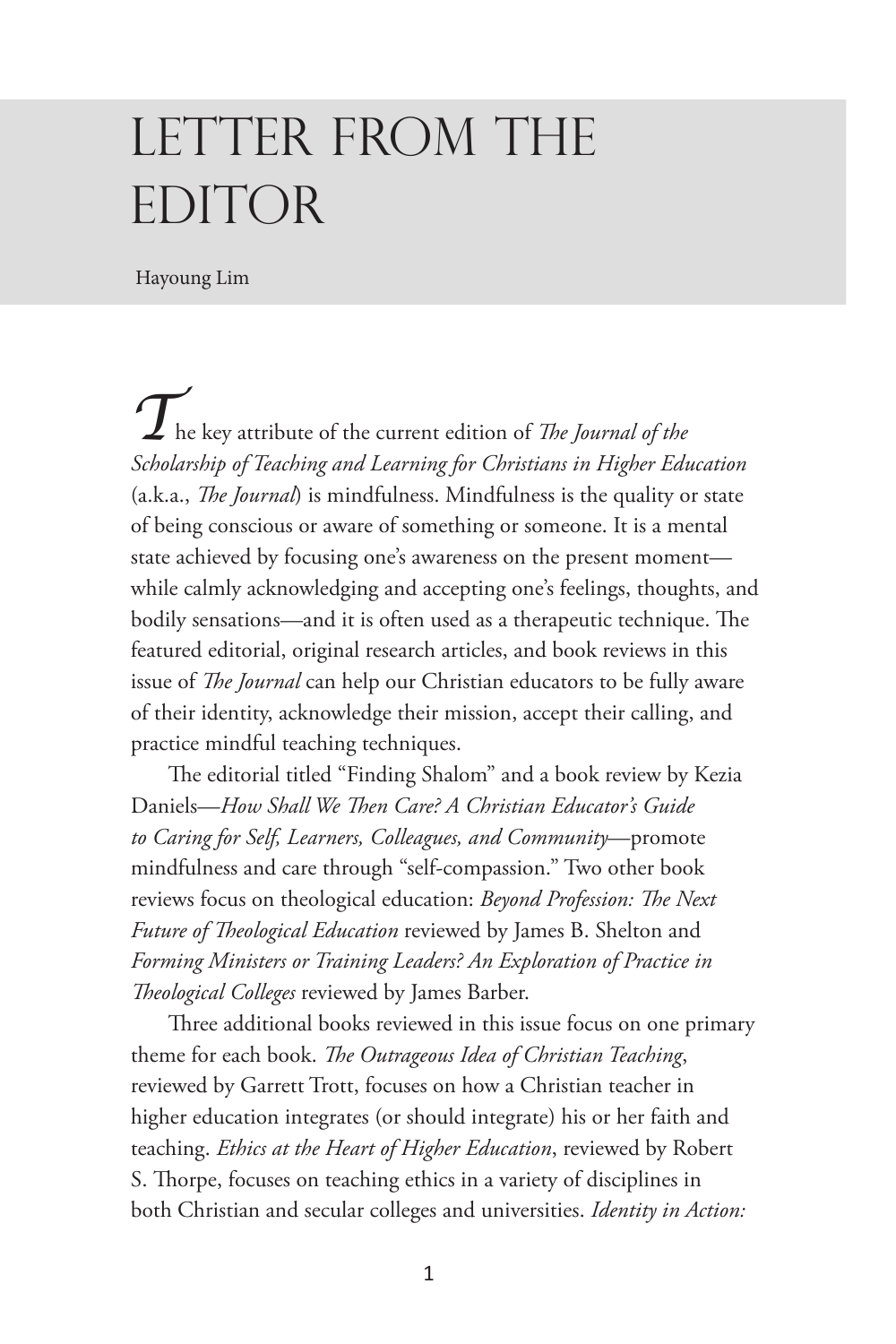# LETTER FROM THE EDITOR

Hayoung Lim

The key attribute of the current edition of *The Journal of the Scholarship of Teaching and Learning for Christians in Higher Education* (a.k.a., *The Journal*) is mindfulness. Mindfulness is the quality or state of being conscious or aware of something or someone. It is a mental state achieved by focusing one's awareness on the present moment—while calmly acknowledging and accepting one's feelings, thoughts, and bodily sensations—and it is often used as a therapeutic technique. The featured editorial, original research articles, and book reviews in this issue of *The Journal* can help our Christian educators to be fully aware of their identity, acknowledge their mission, accept their calling, and practice mindful teaching techniques.

The editorial titled "Finding Shalom" and a book review by Kezia Daniels—*How Shall We Then Care? A Christian Educator's Guide to Caring for Self, Learners, Colleagues, and Community*—promote mindfulness and care through "self-compassion." Two other book reviews focus on theological education: *Beyond Profession: The Next Future of Theological Education* reviewed by James B. Shelton and *Forming Ministers or Training Leaders? An Exploration of Practice in Theological Colleges* reviewed by James Barber.

Three additional books reviewed in this issue focus on one primary theme for each book. *The Outrageous Idea of Christian Teaching*, reviewed by Garrett Trott, focuses on how a Christian teacher in higher education integrates (or should integrate) his or her faith and teaching. *Ethics at the Heart of Higher Education*, reviewed by Robert S. Thorpe, focuses on teaching ethics in a variety of disciplines in both Christian and secular colleges and universities. *Identity in Action:*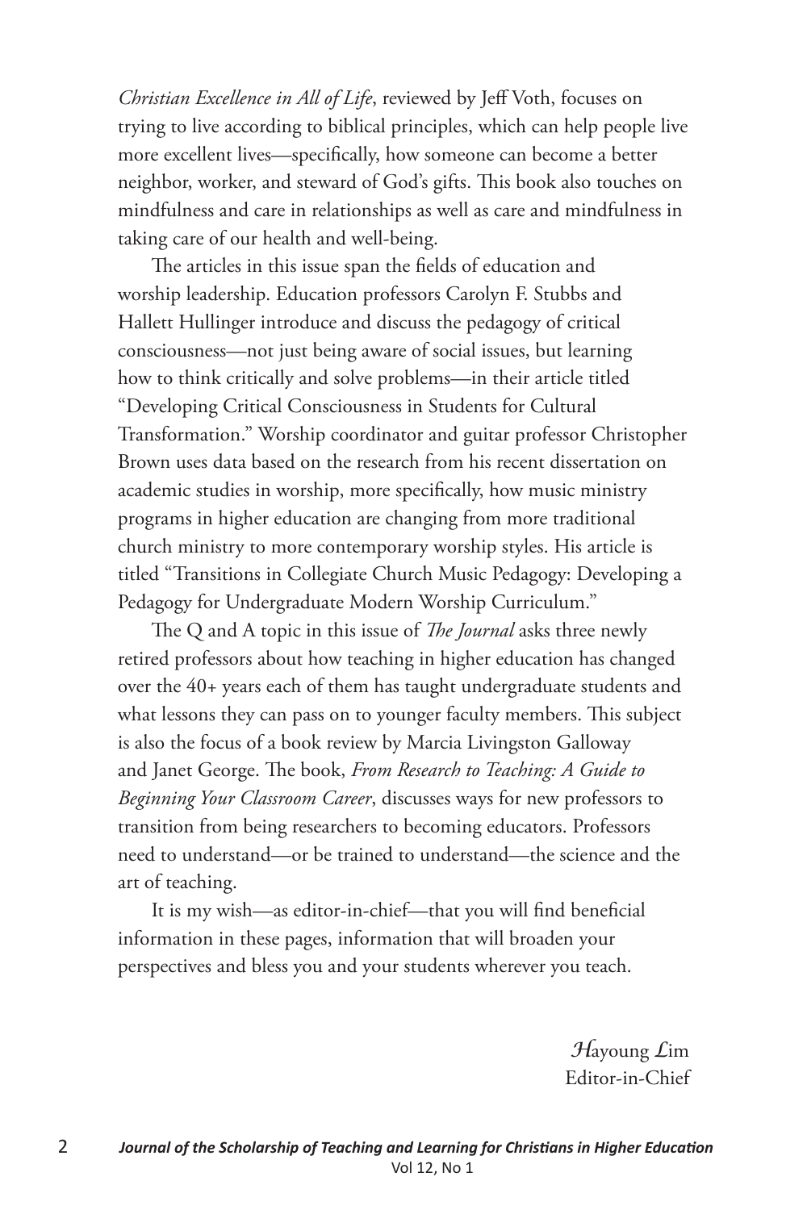*Christian Excellence in All of Life*, reviewed by Jeff Voth, focuses on trying to live according to biblical principles, which can help people live more excellent lives—specifically, how someone can become a better neighbor, worker, and steward of God's gifts. This book also touches on mindfulness and care in relationships as well as care and mindfulness in taking care of our health and well-being.

The articles in this issue span the fields of education and worship leadership. Education professors Carolyn F. Stubbs and Hallett Hullinger introduce and discuss the pedagogy of critical consciousness—not just being aware of social issues, but learning how to think critically and solve problems—in their article titled "Developing Critical Consciousness in Students for Cultural Transformation." Worship coordinator and guitar professor Christopher Brown uses data based on the research from his recent dissertation on academic studies in worship, more specifically, how music ministry programs in higher education are changing from more traditional church ministry to more contemporary worship styles. His article is titled "Transitions in Collegiate Church Music Pedagogy: Developing a Pedagogy for Undergraduate Modern Worship Curriculum."

The Q and A topic in this issue of *The Journal* asks three newly retired professors about how teaching in higher education has changed over the 40+ years each of them has taught undergraduate students and what lessons they can pass on to younger faculty members. This subject is also the focus of a book review by Marcia Livingston Galloway and Janet George. The book, *From Research to Teaching: A Guide to Beginning Your Classroom Career*, discusses ways for new professors to transition from being researchers to becoming educators. Professors need to understand—or be trained to understand—the science and the art of teaching.

It is my wish—as editor-in-chief—that you will find beneficial information in these pages, information that will broaden your perspectives and bless you and your students wherever you teach.

Hayoung Lim
Editor-in-Chief